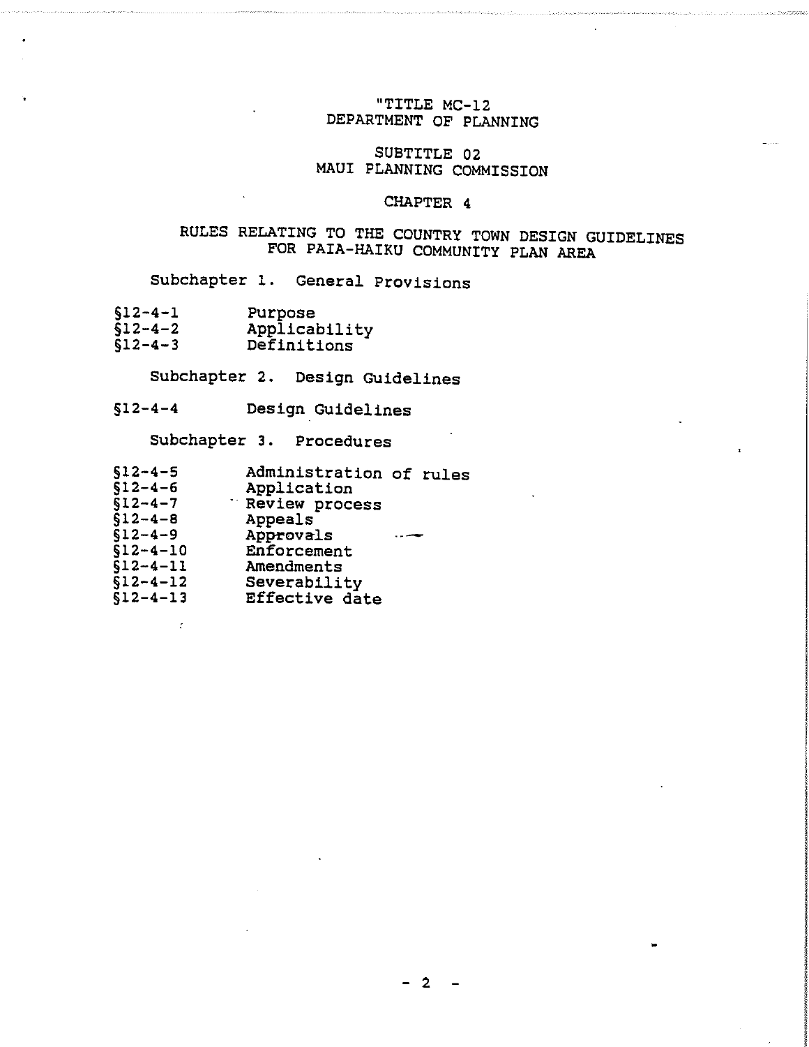"TITLE MC-12
DEPARTMENT OF PLANNING

SUBTITLE 02
MAUI PLANNING COMMISSION

CHAPTER 4

RULES RELATING TO THE COUNTRY TOWN DESIGN GUIDELINES FOR PAIA-HAIKU COMMUNITY PLAN AREA

Subchapter 1. General Provisions

| | |
|---|---|
| §12-4-1 | Purpose |
| §12-4-2 | Applicability |
| §12-4-3 | Definitions |

Subchapter 2. Design Guidelines

| | |
|---|---|
| §12-4-4 | Design Guidelines |

Subchapter 3. Procedures

| | |
|---|---|
| §12-4-5 | Administration of rules |
| §12-4-6 | Application |
| §12-4-7 | Review process |
| §12-4-8 | Appeals |
| §12-4-9 | Approvals |
| §12-4-10 | Enforcement |
| §12-4-11 | Amendments |
| §12-4-12 | Severability |
| §12-4-13 | Effective date |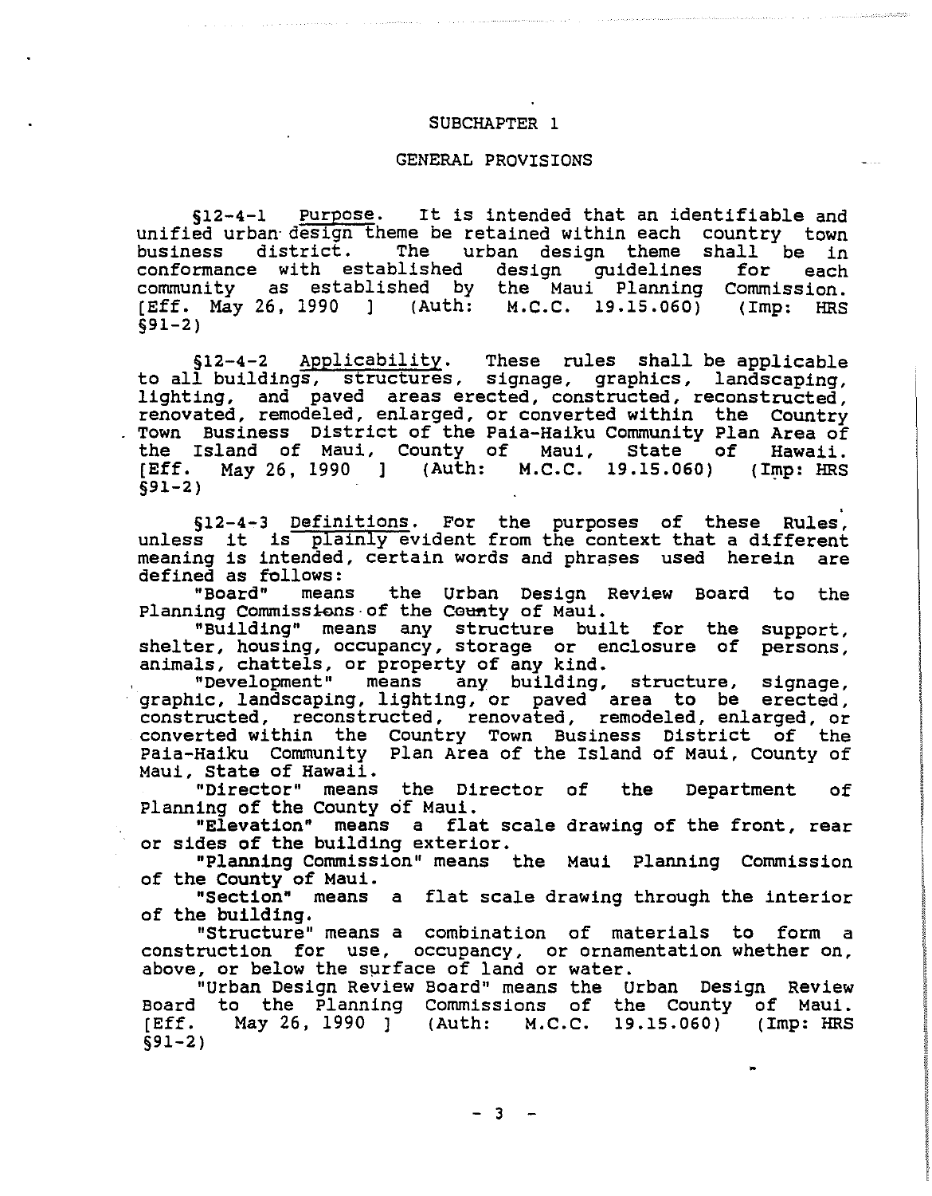## SUBCHAPTER 1

## GENERAL PROVISIONS

§12-4-1 Purpose. It is intended that an identifiable and unified urban design theme be retained within each country town business district. The urban design theme shall be in conformance with established design guidelines for each community as established by the Maui Planning Commission. [Eff. May 26, 1990 ] (Auth: M.C.C. 19.15.060) (Imp: HRS §91-2)

§12-4-2 Applicability. These rules shall be applicable to all buildings, structures, signage, graphics, landscaping, lighting, and paved areas erected, constructed, reconstructed, renovated, remodeled, enlarged, or converted within the Country Town Business District of the Paia-Haiku Community Plan Area of the Island of Maui, County of Maui, State of Hawaii. [Eff. May 26, 1990 ] (Auth: M.C.C. 19.15.060) (Imp: HRS §91-2)

§12-4-3 Definitions. For the purposes of these Rules, unless it is plainly evident from the context that a different meaning is intended, certain words and phrases used herein are defined as follows:

"Board" means the Urban Design Review Board to the Planning Commission of the County of Maui.

"Building" means any structure built for the support, shelter, housing, occupancy, storage or enclosure of persons, animals, chattels, or property of any kind.

"Development" means any building, structure, signage, graphic, landscaping, lighting, or paved area to be erected, constructed, reconstructed, renovated, remodeled, enlarged, or converted within the Country Town Business District of the Paia-Haiku Community Plan Area of the Island of Maui, County of Maui, State of Hawaii.

"Director" means the Director of the Department of Planning of the County of Maui.

"Elevation" means a flat scale drawing of the front, rear or sides of the building exterior.

"Planning Commission" means the Maui Planning Commission of the County of Maui.

"Section" means a flat scale drawing through the interior of the building.

"Structure" means a combination of materials to form a construction for use, occupancy, or ornamentation whether on, above, or below the surface of land or water.

"Urban Design Review Board" means the Urban Design Review Board to the Planning Commissions of the County of Maui. [Eff. May 26, 1990 ] (Auth: M.C.C. 19.15.060) (Imp: HRS §91-2)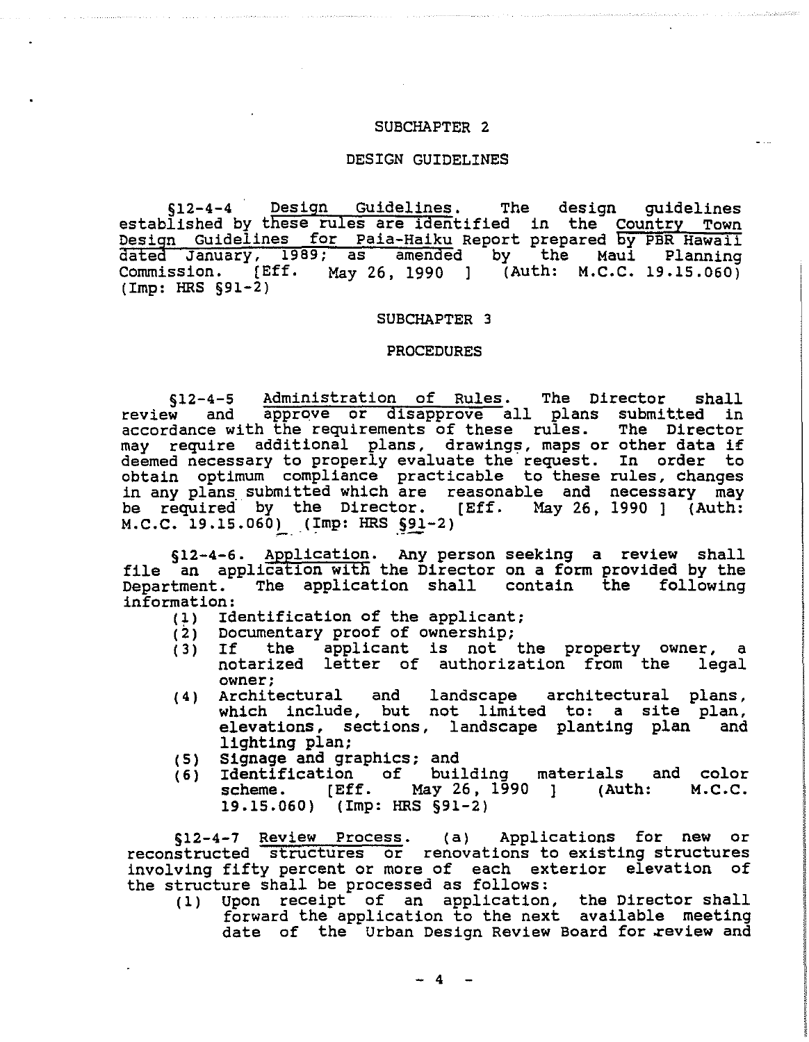## SUBCHAPTER 2

## DESIGN GUIDELINES

§12-4-4 Design Guidelines. The design guidelines established by these rules are identified in the Country Town Design Guidelines for Paia-Haiku Report prepared by PBR Hawaii dated January, 1989; as amended by the Maui Planning Commission. [Eff. May 26, 1990 ] (Auth: M.C.C. 19.15.060) (Imp: HRS §91-2)

## SUBCHAPTER 3

## PROCEDURES

§12-4-5 Administration of Rules. The Director shall review and approve or disapprove all plans submitted in accordance with the requirements of these rules. The Director may require additional plans, drawings, maps or other data if deemed necessary to properly evaluate the request. In order to obtain optimum compliance practicable to these rules, changes in any plans submitted which are reasonable and necessary may be required by the Director. [Eff. May 26, 1990 ] (Auth: M.C.C. 19.15.060) (Imp: HRS §91-2)

§12-4-6. Application. Any person seeking a review shall file an application with the Director on a form provided by the Department. The application shall contain the following information:

(1) Identification of the applicant;
(2) Documentary proof of ownership;
(3) If the applicant is not the property owner, a notarized letter of authorization from the legal owner;
(4) Architectural and landscape architectural plans, which include, but not limited to: a site plan, elevations, sections, landscape planting plan and lighting plan;
(5) Signage and graphics; and
(6) Identification of building materials and color scheme. [Eff. May 26, 1990 ] (Auth: M.C.C. 19.15.060) (Imp: HRS §91-2)

§12-4-7 Review Process. (a) Applications for new or reconstructed structures or renovations to existing structures involving fifty percent or more of each exterior elevation of the structure shall be processed as follows:

(1) Upon receipt of an application, the Director shall forward the application to the next available meeting date of the Urban Design Review Board for review and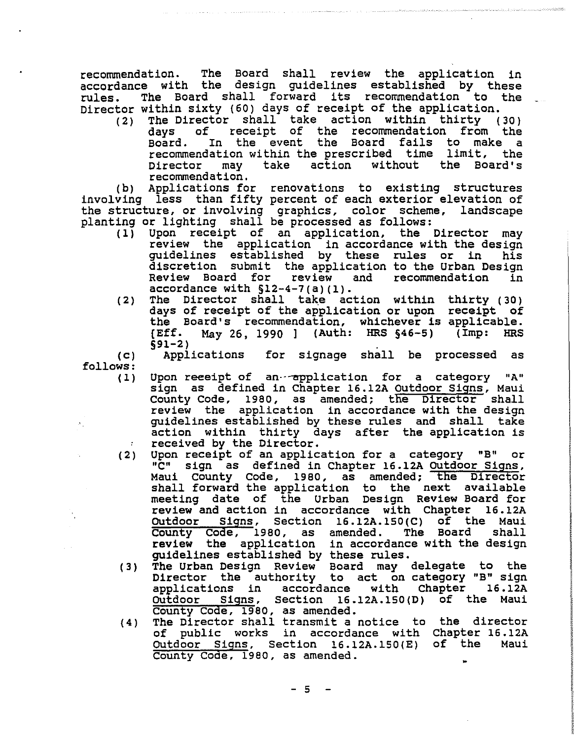recommendation. The Board shall review the application in accordance with the design guidelines established by these rules. The Board shall forward its recommendation to the Director within sixty (60) days of receipt of the application.

(2) The Director shall take action within thirty (30) days of receipt of the recommendation from the Board. In the event the Board fails to make a recommendation within the prescribed time limit, the Director may take action without the Board's recommendation.

(b) Applications for renovations to existing structures involving less than fifty percent of each exterior elevation of the structure, or involving graphics, color scheme, landscape planting or lighting shall be processed as follows:

(1) Upon receipt of an application, the Director may review the application in accordance with the design guidelines established by these rules or in his discretion submit the application to the Urban Design Review Board for review and recommendation in accordance with §12-4-7(a)(1).

(2) The Director shall take action within thirty (30) days of receipt of the application or upon receipt of the Board's recommendation, whichever is applicable. [Eff. May 26, 1990 ] (Auth: HRS §46-5) (Imp: HRS §91-2)

(c) Applications for signage shall be processed as follows:

(1) Upon receipt of an application for a category "A" sign as defined in Chapter 16.12A Outdoor Signs, Maui County Code, 1980, as amended; the Director shall review the application in accordance with the design guidelines established by these rules and shall take action within thirty days after the application is received by the Director.

(2) Upon receipt of an application for a category "B" or "C" sign as defined in Chapter 16.12A Outdoor Signs, Maui County Code, 1980, as amended; the Director shall forward the application to the next available meeting date of the Urban Design Review Board for review and action in accordance with Chapter 16.12A Outdoor Signs, Section 16.12A.150(C) of the Maui County Code, 1980, as amended. The Board shall review the application in accordance with the design guidelines established by these rules.

(3) The Urban Design Review Board may delegate to the Director the authority to act on category "B" sign applications in accordance with Chapter 16.12A Outdoor Signs, Section 16.12A.150(D) of the Maui County Code, 1980, as amended.

(4) The Director shall transmit a notice to the director of public works in accordance with Chapter 16.12A Outdoor Signs, Section 16.12A.150(E) of the Maui County Code, 1980, as amended.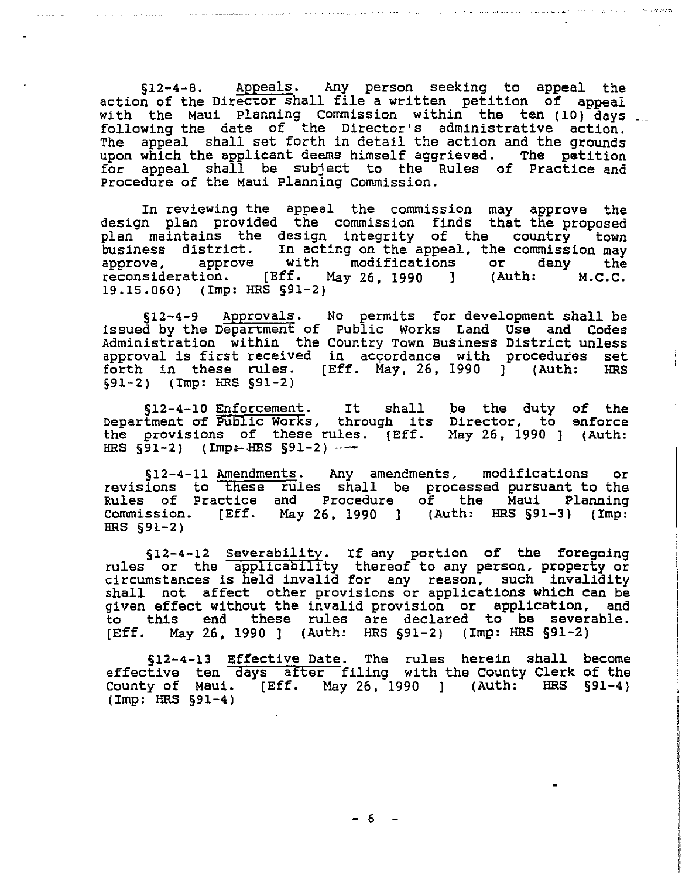§12-4-8. Appeals. Any person seeking to appeal the action of the Director shall file a written petition of appeal with the Maui Planning Commission within the ten (10) days following the date of the Director's administrative action. The appeal shall set forth in detail the action and the grounds upon which the applicant deems himself aggrieved. The petition for appeal shall be subject to the Rules of Practice and Procedure of the Maui Planning Commission.

In reviewing the appeal the commission may approve the design plan provided the commission finds that the proposed plan maintains the design integrity of the country town business district. In acting on the appeal, the commission may approve, approve with modifications or deny the reconsideration. [Eff. May 26, 1990 ] (Auth: M.C.C. 19.15.060) (Imp: HRS §91-2)

§12-4-9 Approvals. No permits for development shall be issued by the Department of Public Works Land Use and Codes Administration within the Country Town Business District unless approval is first received in accordance with procedures set forth in these rules. [Eff. May, 26, 1990 ] (Auth: HRS §91-2) (Imp: HRS §91-2)

§12-4-10 Enforcement. It shall be the duty of the Department of Public Works, through its Director, to enforce the provisions of these rules. [Eff. May 26, 1990 ] (Auth: HRS §91-2) (Imp: HRS §91-2)

§12-4-11 Amendments. Any amendments, modifications or revisions to these rules shall be processed pursuant to the Rules of Practice and Procedure of the Maui Planning Commission. [Eff. May 26, 1990 ] (Auth: HRS §91-3) (Imp: HRS §91-2)

§12-4-12 Severability. If any portion of the foregoing rules or the applicability thereof to any person, property or circumstances is held invalid for any reason, such invalidity shall not affect other provisions or applications which can be given effect without the invalid provision or application, and to this end these rules are declared to be severable. [Eff. May 26, 1990 ] (Auth: HRS §91-2) (Imp: HRS §91-2)

§12-4-13 Effective Date. The rules herein shall become effective ten days after filing with the County Clerk of the County of Maui. [Eff. May 26, 1990 ] (Auth: HRS §91-4) (Imp: HRS §91-4)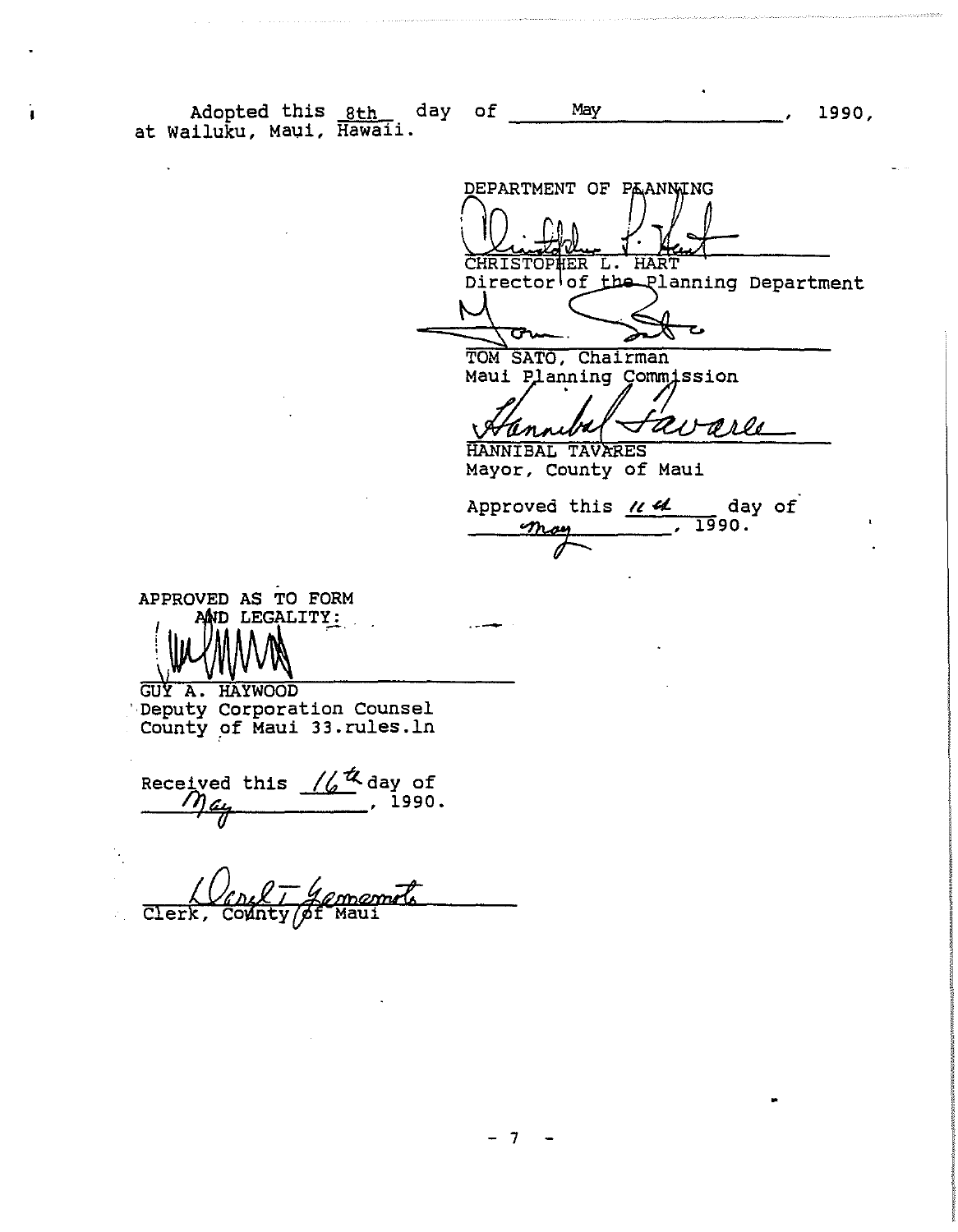Adopted this 8th day of May, 1990, at Wailuku, Maui, Hawaii.

DEPARTMENT OF PLANNING

CHRISTOPHER L. HART
Director of the Planning Department

TOM SATO, Chairman
Maui Planning Commission

HANNIBAL TAVARES
Mayor, County of Maui

Approved this 11th day of May, 1990.

APPROVED AS TO FORM AND LEGALITY:

GUY A. HAYWOOD
Deputy Corporation Counsel
County of Maui 33.rules.ln

Received this 16th day of May, 1990.

Clerk, County of Maui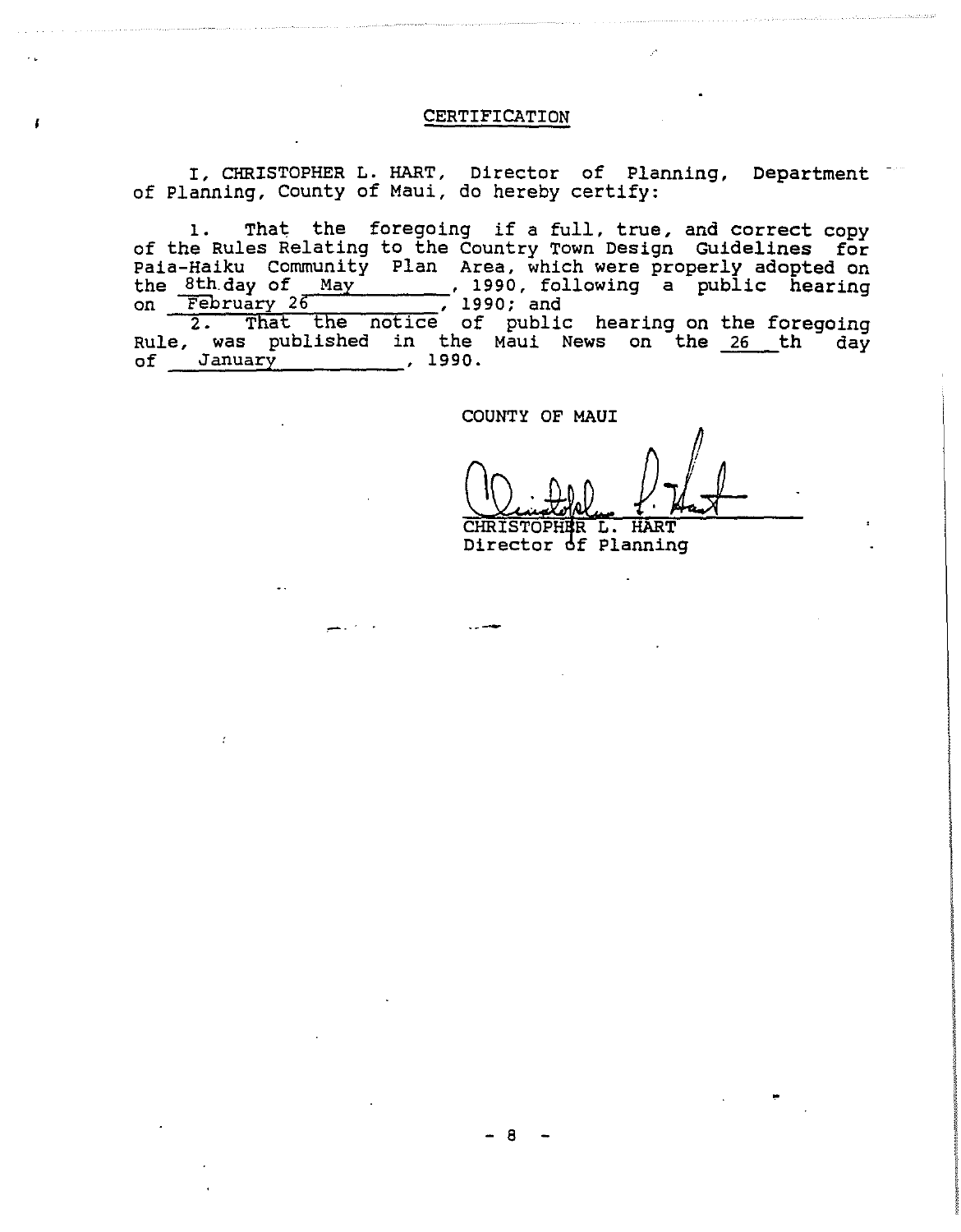## CERTIFICATION

I, CHRISTOPHER L. HART, Director of Planning, Department of Planning, County of Maui, do hereby certify:

1. That the foregoing if a full, true, and correct copy of the Rules Relating to the Country Town Design Guidelines for Paia-Haiku Community Plan Area, which were properly adopted on the 8th day of May, 1990, following a public hearing on February 26, 1990; and

2. That the notice of public hearing on the foregoing Rule, was published in the Maui News on the 26 th day of January, 1990.

COUNTY OF MAUI

CHRISTOPHER L. HART
Director of Planning